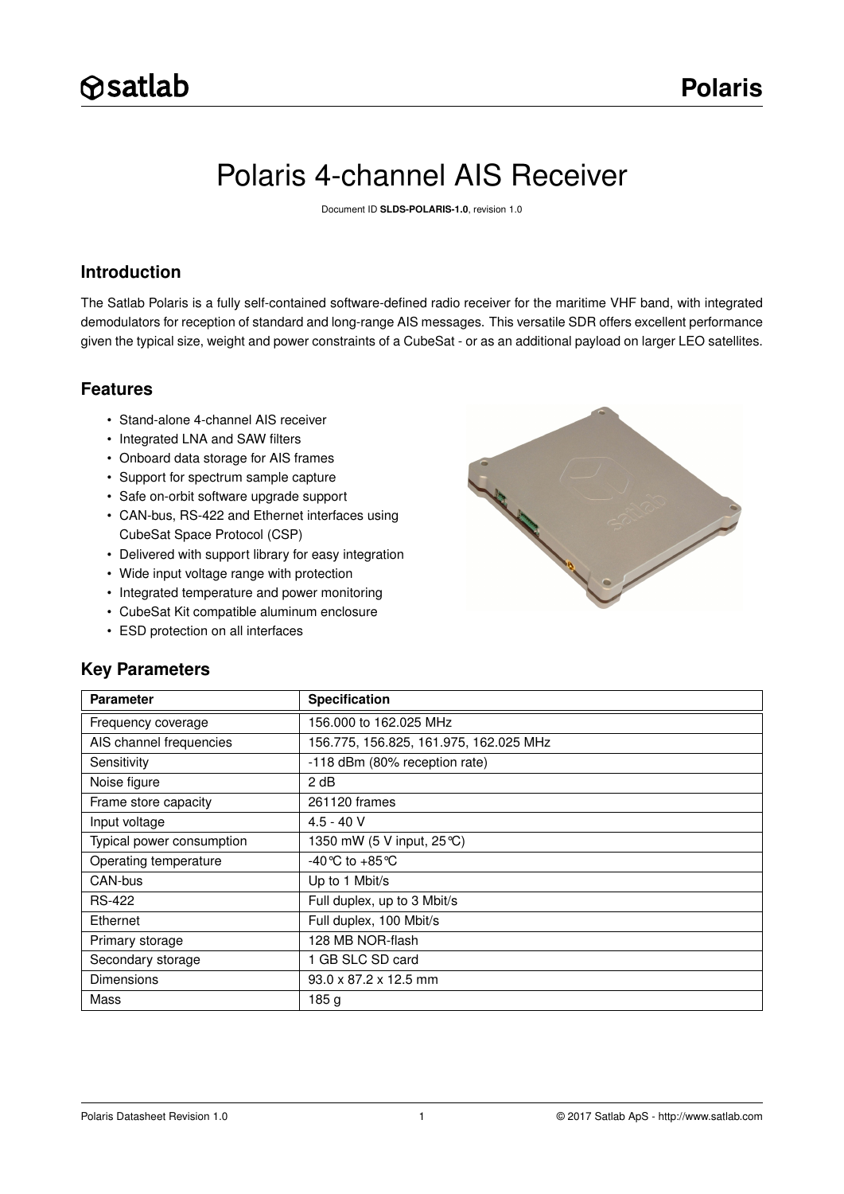# Polaris 4-channel AIS Receiver

Document ID **SLDS-POLARIS-1.0**, revision 1.0

## Introduction

The Satlab Polaris is a fully self-contained software-defined radio receiver for the maritime VHF band, with integrated demodulators for reception of standard and long-range AIS messages. This versatile SDR offers excellent performance given the typical size, weight and power constraints of a CubeSat - or as an additional payload on larger LEO satellites.

## Features

- Stand-alone 4-channel AIS receiver
- Integrated LNA and SAW filters
- Onboard data storage for AIS frames
- Support for spectrum sample capture
- Safe on-orbit software upgrade support
- CAN-bus, RS-422 and Ethernet interfaces using CubeSat Space Protocol (CSP)
- Delivered with support library for easy integration
- Wide input voltage range with protection
- Integrated temperature and power monitoring
- CubeSat Kit compatible aluminum enclosure
- ESD protection on all interfaces

## Key Parameters

| Parameter | Specification |
|---|---|
| Frequency coverage | 156.000 to 162.025 MHz |
| AIS channel frequencies | 156.775, 156.825, 161.975, 162.025 MHz |
| Sensitivity | -118 dBm (80% reception rate) |
| Noise figure | 2 dB |
| Frame store capacity | 261120 frames |
| Input voltage | 4.5 - 40 V |
| Typical power consumption | 1350 mW (5 V input, 25℃) |
| Operating temperature | -40℃ to +85℃ |
| CAN-bus | Up to 1 Mbit/s |
| RS-422 | Full duplex, up to 3 Mbit/s |
| Ethernet | Full duplex, 100 Mbit/s |
| Primary storage | 128 MB NOR-flash |
| Secondary storage | 1 GB SLC SD card |
| Dimensions | 93.0 x 87.2 x 12.5 mm |
| Mass | 185 g |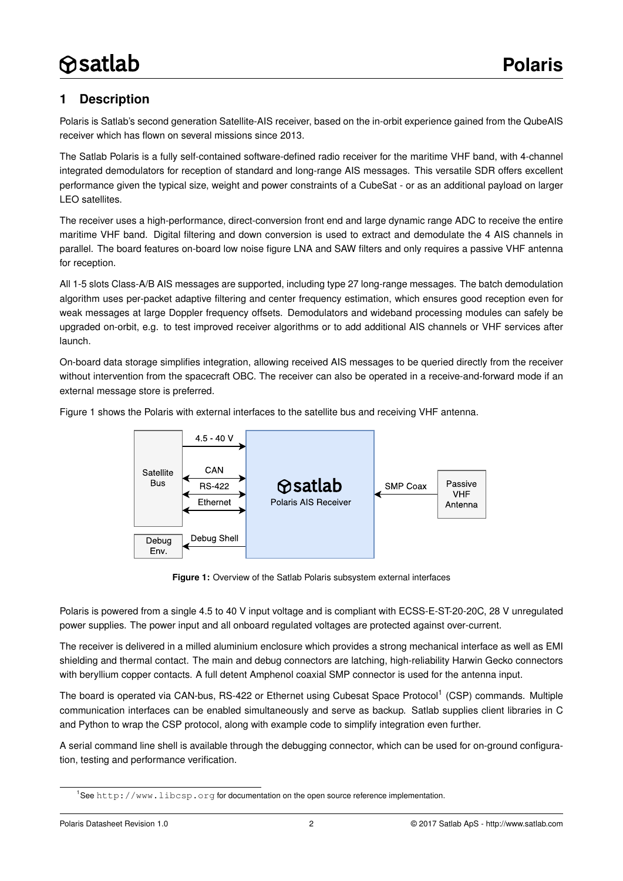# 1 Description

Polaris is Satlab's second generation Satellite-AIS receiver, based on the in-orbit experience gained from the QubeAIS receiver which has flown on several missions since 2013.

The Satlab Polaris is a fully self-contained software-defined radio receiver for the maritime VHF band, with 4-channel integrated demodulators for reception of standard and long-range AIS messages. This versatile SDR offers excellent performance given the typical size, weight and power constraints of a CubeSat - or as an additional payload on larger LEO satellites.

The receiver uses a high-performance, direct-conversion front end and large dynamic range ADC to receive the entire maritime VHF band. Digital filtering and down conversion is used to extract and demodulate the 4 AIS channels in parallel. The board features on-board low noise figure LNA and SAW filters and only requires a passive VHF antenna for reception.

All 1-5 slots Class-A/B AIS messages are supported, including type 27 long-range messages. The batch demodulation algorithm uses per-packet adaptive filtering and center frequency estimation, which ensures good reception even for weak messages at large Doppler frequency offsets. Demodulators and wideband processing modules can safely be upgraded on-orbit, e.g. to test improved receiver algorithms or to add additional AIS channels or VHF services after launch.

On-board data storage simplifies integration, allowing received AIS messages to be queried directly from the receiver without intervention from the spacecraft OBC. The receiver can also be operated in a receive-and-forward mode if an external message store is preferred.

Figure 1 shows the Polaris with external interfaces to the satellite bus and receiving VHF antenna.

Satellite Bus — 4.5 - 40 V → Polaris AIS Receiver
Satellite Bus ↔ CAN ↔ Polaris AIS Receiver
Satellite Bus ↔ RS-422 ↔ Polaris AIS Receiver
Satellite Bus ↔ Ethernet ↔ Polaris AIS Receiver
Debug Env. ← Debug Shell — Polaris AIS Receiver
Passive VHF Antenna — SMP Coax → Polaris AIS Receiver

**Figure 1:** Overview of the Satlab Polaris subsystem external interfaces

Polaris is powered from a single 4.5 to 40 V input voltage and is compliant with ECSS-E-ST-20-20C, 28 V unregulated power supplies. The power input and all onboard regulated voltages are protected against over-current.

The receiver is delivered in a milled aluminium enclosure which provides a strong mechanical interface as well as EMI shielding and thermal contact. The main and debug connectors are latching, high-reliability Harwin Gecko connectors with beryllium copper contacts. A full detent Amphenol coaxial SMP connector is used for the antenna input.

The board is operated via CAN-bus, RS-422 or Ethernet using Cubesat Space Protocol[1] (CSP) commands. Multiple communication interfaces can be enabled simultaneously and serve as backup. Satlab supplies client libraries in C and Python to wrap the CSP protocol, along with example code to simplify integration even further.

A serial command line shell is available through the debugging connector, which can be used for on-ground configuration, testing and performance verification.

[1] See http://www.libcsp.org for documentation on the open source reference implementation.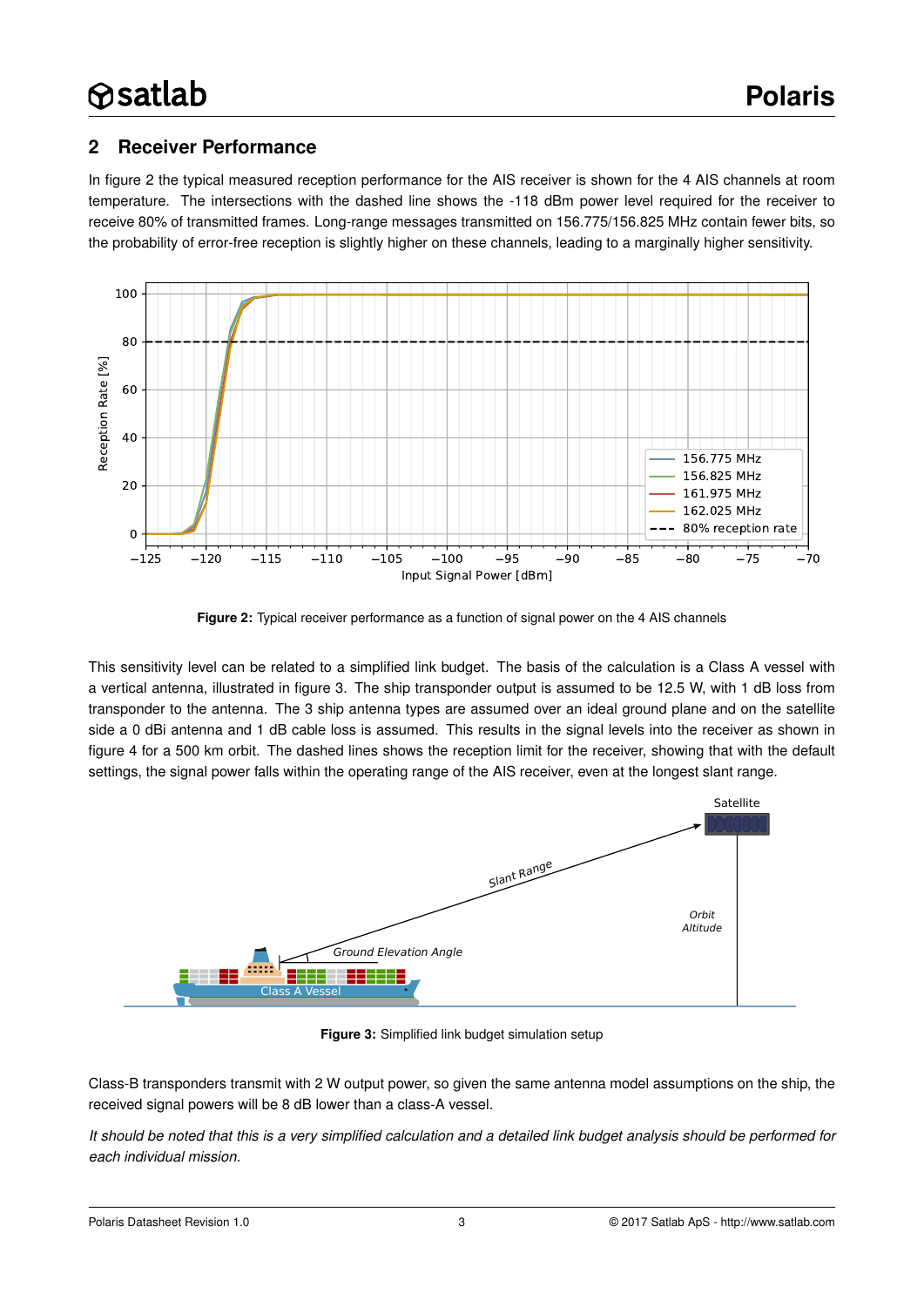## 2 Receiver Performance

In figure 2 the typical measured reception performance for the AIS receiver is shown for the 4 AIS channels at room temperature. The intersections with the dashed line shows the -118 dBm power level required for the receiver to receive 80% of transmitted frames. Long-range messages transmitted on 156.775/156.825 MHz contain fewer bits, so the probability of error-free reception is slightly higher on these channels, leading to a marginally higher sensitivity.

**Figure 2:** Typical receiver performance as a function of signal power on the 4 AIS channels

This sensitivity level can be related to a simplified link budget. The basis of the calculation is a Class A vessel with a vertical antenna, illustrated in figure 3. The ship transponder output is assumed to be 12.5 W, with 1 dB loss from transponder to the antenna. The 3 ship antenna types are assumed over an ideal ground plane and on the satellite side a 0 dBi antenna and 1 dB cable loss is assumed. This results in the signal levels into the receiver as shown in figure 4 for a 500 km orbit. The dashed lines shows the reception limit for the receiver, showing that with the default settings, the signal power falls within the operating range of the AIS receiver, even at the longest slant range.

**Figure 3:** Simplified link budget simulation setup

Class-B transponders transmit with 2 W output power, so given the same antenna model assumptions on the ship, the received signal powers will be 8 dB lower than a class-A vessel.

*It should be noted that this is a very simplified calculation and a detailed link budget analysis should be performed for each individual mission.*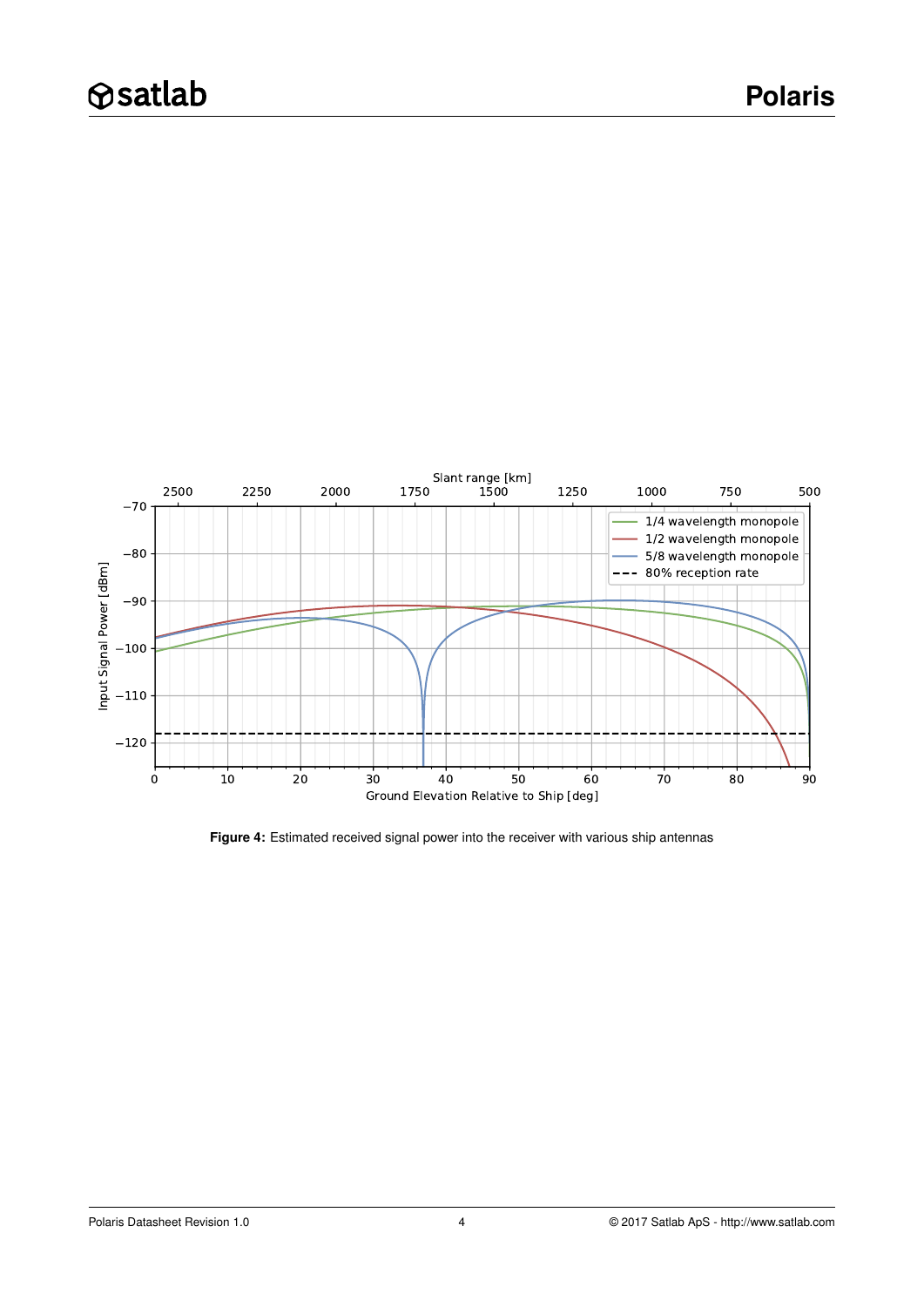**Figure 4:** Estimated received signal power into the receiver with various ship antennas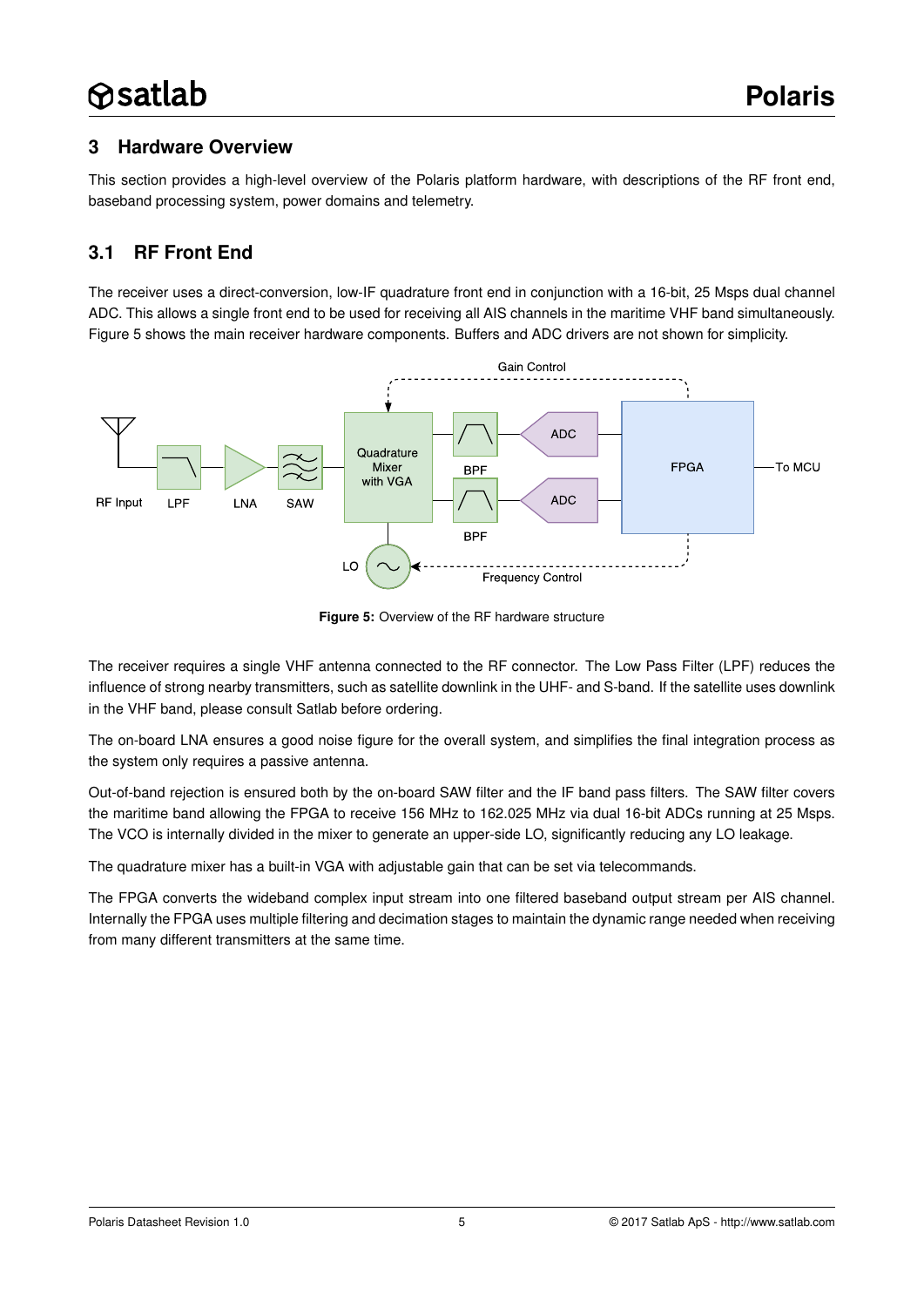## 3 Hardware Overview

This section provides a high-level overview of the Polaris platform hardware, with descriptions of the RF front end, baseband processing system, power domains and telemetry.

### 3.1 RF Front End

The receiver uses a direct-conversion, low-IF quadrature front end in conjunction with a 16-bit, 25 Msps dual channel ADC. This allows a single front end to be used for receiving all AIS channels in the maritime VHF band simultaneously. Figure 5 shows the main receiver hardware components. Buffers and ADC drivers are not shown for simplicity.

**Figure 5:** Overview of the RF hardware structure

The receiver requires a single VHF antenna connected to the RF connector. The Low Pass Filter (LPF) reduces the influence of strong nearby transmitters, such as satellite downlink in the UHF- and S-band. If the satellite uses downlink in the VHF band, please consult Satlab before ordering.

The on-board LNA ensures a good noise figure for the overall system, and simplifies the final integration process as the system only requires a passive antenna.

Out-of-band rejection is ensured both by the on-board SAW filter and the IF band pass filters. The SAW filter covers the maritime band allowing the FPGA to receive 156 MHz to 162.025 MHz via dual 16-bit ADCs running at 25 Msps. The VCO is internally divided in the mixer to generate an upper-side LO, significantly reducing any LO leakage.

The quadrature mixer has a built-in VGA with adjustable gain that can be set via telecommands.

The FPGA converts the wideband complex input stream into one filtered baseband output stream per AIS channel. Internally the FPGA uses multiple filtering and decimation stages to maintain the dynamic range needed when receiving from many different transmitters at the same time.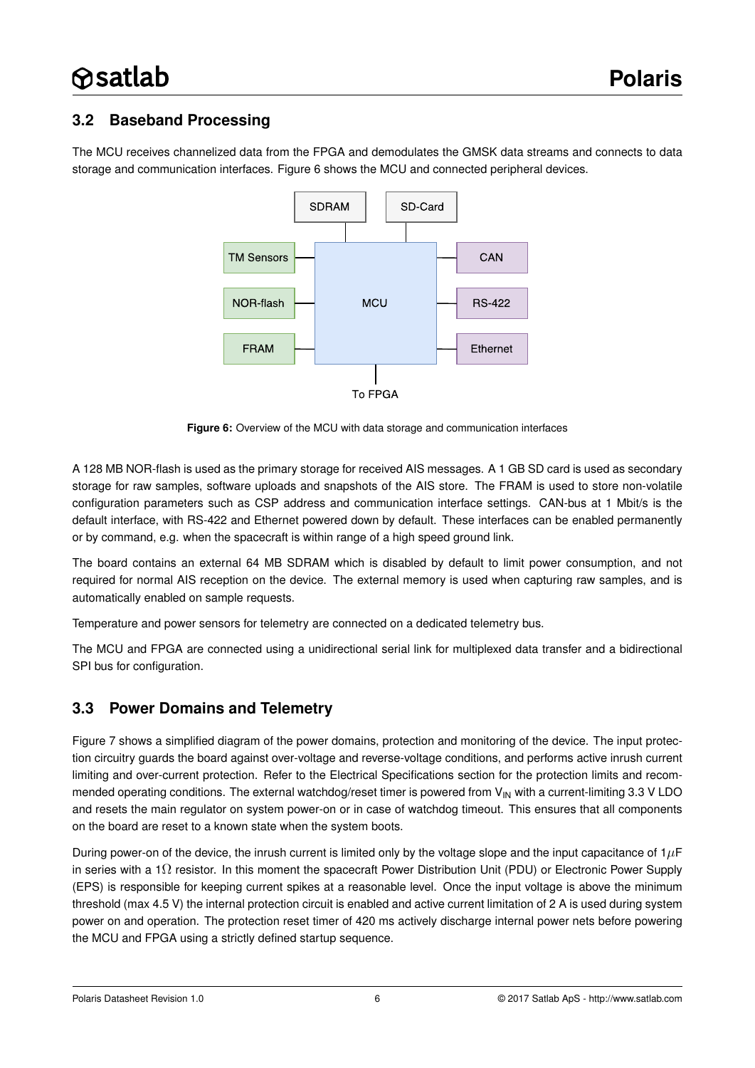## 3.2 Baseband Processing

The MCU receives channelized data from the FPGA and demodulates the GMSK data streams and connects to data storage and communication interfaces. Figure 6 shows the MCU and connected peripheral devices.

**Figure 6:** Overview of the MCU with data storage and communication interfaces

A 128 MB NOR-flash is used as the primary storage for received AIS messages. A 1 GB SD card is used as secondary storage for raw samples, software uploads and snapshots of the AIS store. The FRAM is used to store non-volatile configuration parameters such as CSP address and communication interface settings. CAN-bus at 1 Mbit/s is the default interface, with RS-422 and Ethernet powered down by default. These interfaces can be enabled permanently or by command, e.g. when the spacecraft is within range of a high speed ground link.

The board contains an external 64 MB SDRAM which is disabled by default to limit power consumption, and not required for normal AIS reception on the device. The external memory is used when capturing raw samples, and is automatically enabled on sample requests.

Temperature and power sensors for telemetry are connected on a dedicated telemetry bus.

The MCU and FPGA are connected using a unidirectional serial link for multiplexed data transfer and a bidirectional SPI bus for configuration.

## 3.3 Power Domains and Telemetry

Figure 7 shows a simplified diagram of the power domains, protection and monitoring of the device. The input protection circuitry guards the board against over-voltage and reverse-voltage conditions, and performs active inrush current limiting and over-current protection. Refer to the Electrical Specifications section for the protection limits and recommended operating conditions. The external watchdog/reset timer is powered from $V_{IN}$ with a current-limiting 3.3 V LDO and resets the main regulator on system power-on or in case of watchdog timeout. This ensures that all components on the board are reset to a known state when the system boots.

During power-on of the device, the inrush current is limited only by the voltage slope and the input capacitance of $1\mu$F in series with a $1\Omega$ resistor. In this moment the spacecraft Power Distribution Unit (PDU) or Electronic Power Supply (EPS) is responsible for keeping current spikes at a reasonable level. Once the input voltage is above the minimum threshold (max 4.5 V) the internal protection circuit is enabled and active current limitation of 2 A is used during system power on and operation. The protection reset timer of 420 ms actively discharge internal power nets before powering the MCU and FPGA using a strictly defined startup sequence.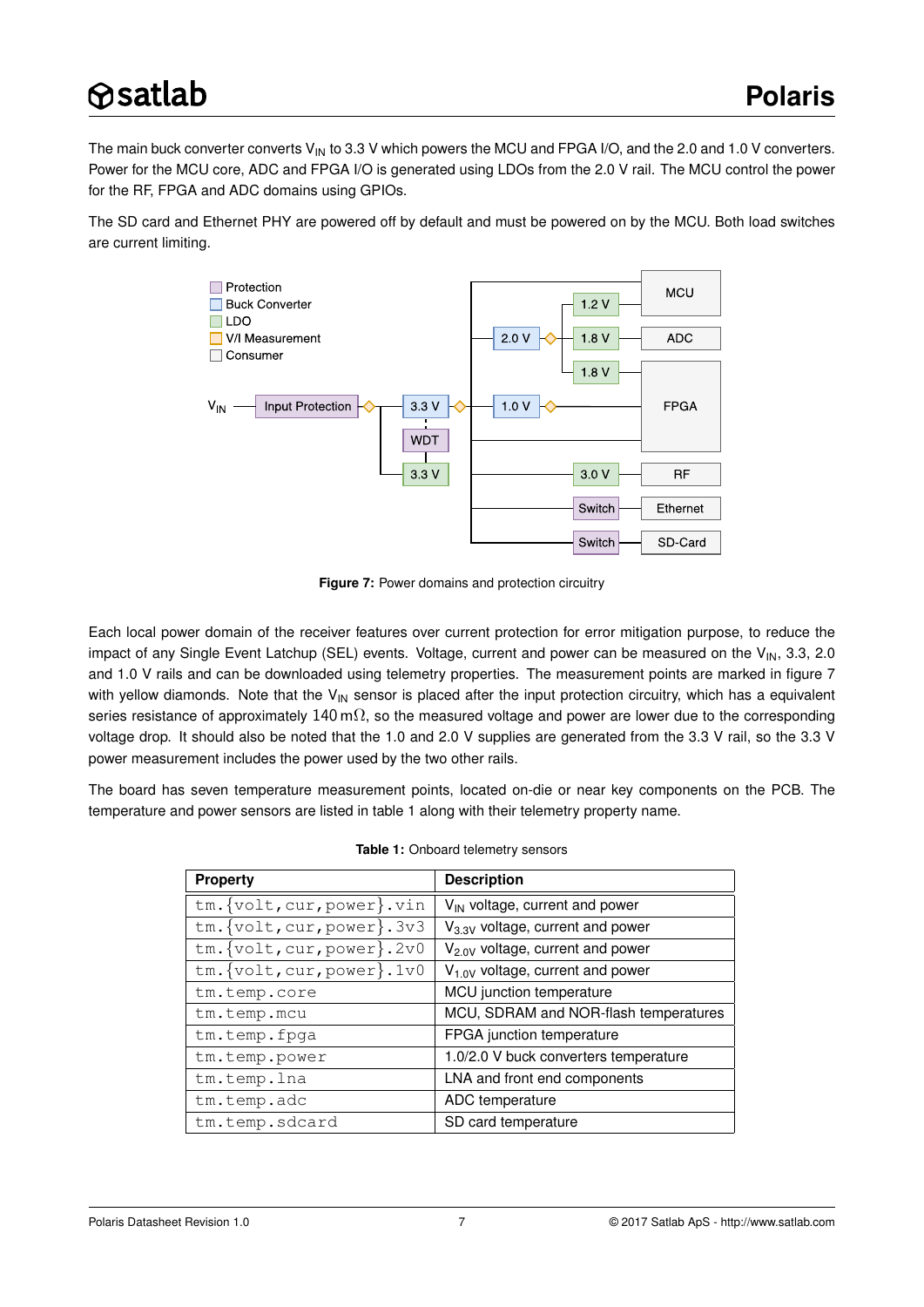The main buck converter converts $V_{IN}$ to 3.3 V which powers the MCU and FPGA I/O, and the 2.0 and 1.0 V converters. Power for the MCU core, ADC and FPGA I/O is generated using LDOs from the 2.0 V rail. The MCU control the power for the RF, FPGA and ADC domains using GPIOs.

The SD card and Ethernet PHY are powered off by default and must be powered on by the MCU. Both load switches are current limiting.

**Figure 7:** Power domains and protection circuitry

Each local power domain of the receiver features over current protection for error mitigation purpose, to reduce the impact of any Single Event Latchup (SEL) events. Voltage, current and power can be measured on the $V_{IN}$, 3.3, 2.0 and 1.0 V rails and can be downloaded using telemetry properties. The measurement points are marked in figure 7 with yellow diamonds. Note that the $V_{IN}$ sensor is placed after the input protection circuitry, which has a equivalent series resistance of approximately $140\,\text{m}\Omega$, so the measured voltage and power are lower due to the corresponding voltage drop. It should also be noted that the 1.0 and 2.0 V supplies are generated from the 3.3 V rail, so the 3.3 V power measurement includes the power used by the two other rails.

The board has seven temperature measurement points, located on-die or near key components on the PCB. The temperature and power sensors are listed in table 1 along with their telemetry property name.

**Table 1:** Onboard telemetry sensors

| Property | Description |
|---|---|
| `tm.{volt,cur,power}.vin` | $V_{IN}$ voltage, current and power |
| `tm.{volt,cur,power}.3v3` | $V_{3.3V}$ voltage, current and power |
| `tm.{volt,cur,power}.2v0` | $V_{2.0V}$ voltage, current and power |
| `tm.{volt,cur,power}.1v0` | $V_{1.0V}$ voltage, current and power |
| `tm.temp.core` | MCU junction temperature |
| `tm.temp.mcu` | MCU, SDRAM and NOR-flash temperatures |
| `tm.temp.fpga` | FPGA junction temperature |
| `tm.temp.power` | 1.0/2.0 V buck converters temperature |
| `tm.temp.lna` | LNA and front end components |
| `tm.temp.adc` | ADC temperature |
| `tm.temp.sdcard` | SD card temperature |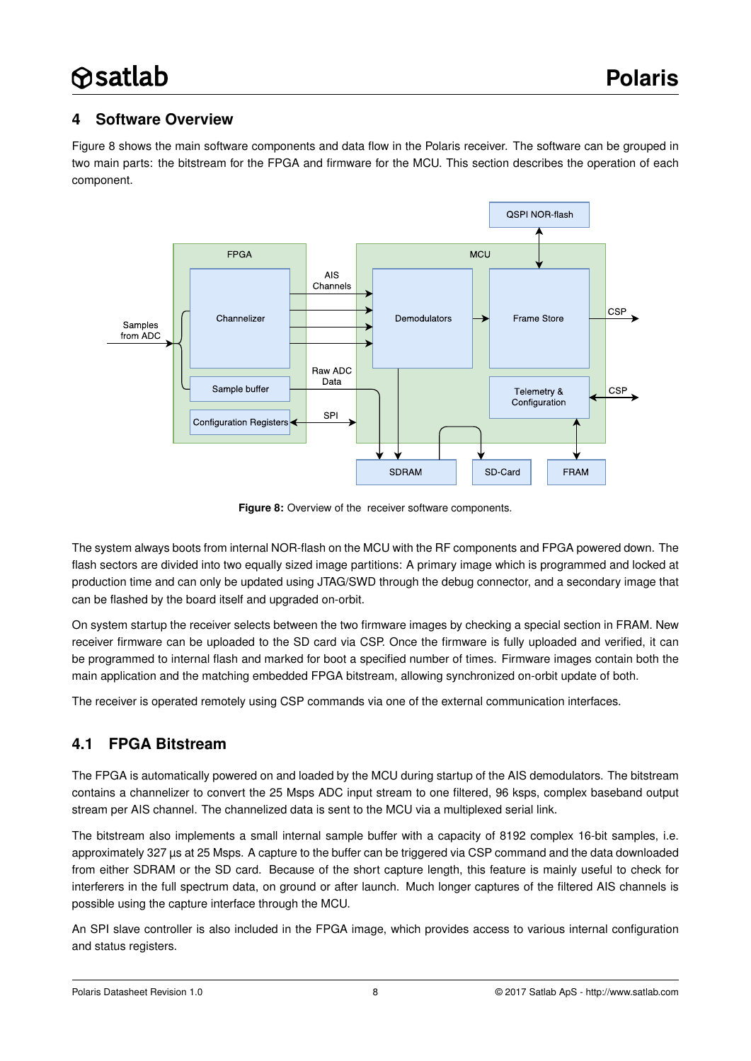## 4 Software Overview

Figure 8 shows the main software components and data flow in the Polaris receiver. The software can be grouped in two main parts: the bitstream for the FPGA and firmware for the MCU. This section describes the operation of each component.

**Figure 8:** Overview of the receiver software components.

The system always boots from internal NOR-flash on the MCU with the RF components and FPGA powered down. The flash sectors are divided into two equally sized image partitions: A primary image which is programmed and locked at production time and can only be updated using JTAG/SWD through the debug connector, and a secondary image that can be flashed by the board itself and upgraded on-orbit.

On system startup the receiver selects between the two firmware images by checking a special section in FRAM. New receiver firmware can be uploaded to the SD card via CSP. Once the firmware is fully uploaded and verified, it can be programmed to internal flash and marked for boot a specified number of times. Firmware images contain both the main application and the matching embedded FPGA bitstream, allowing synchronized on-orbit update of both.

The receiver is operated remotely using CSP commands via one of the external communication interfaces.

### 4.1 FPGA Bitstream

The FPGA is automatically powered on and loaded by the MCU during startup of the AIS demodulators. The bitstream contains a channelizer to convert the 25 Msps ADC input stream to one filtered, 96 ksps, complex baseband output stream per AIS channel. The channelized data is sent to the MCU via a multiplexed serial link.

The bitstream also implements a small internal sample buffer with a capacity of 8192 complex 16-bit samples, i.e. approximately 327 µs at 25 Msps. A capture to the buffer can be triggered via CSP command and the data downloaded from either SDRAM or the SD card. Because of the short capture length, this feature is mainly useful to check for interferers in the full spectrum data, on ground or after launch. Much longer captures of the filtered AIS channels is possible using the capture interface through the MCU.

An SPI slave controller is also included in the FPGA image, which provides access to various internal configuration and status registers.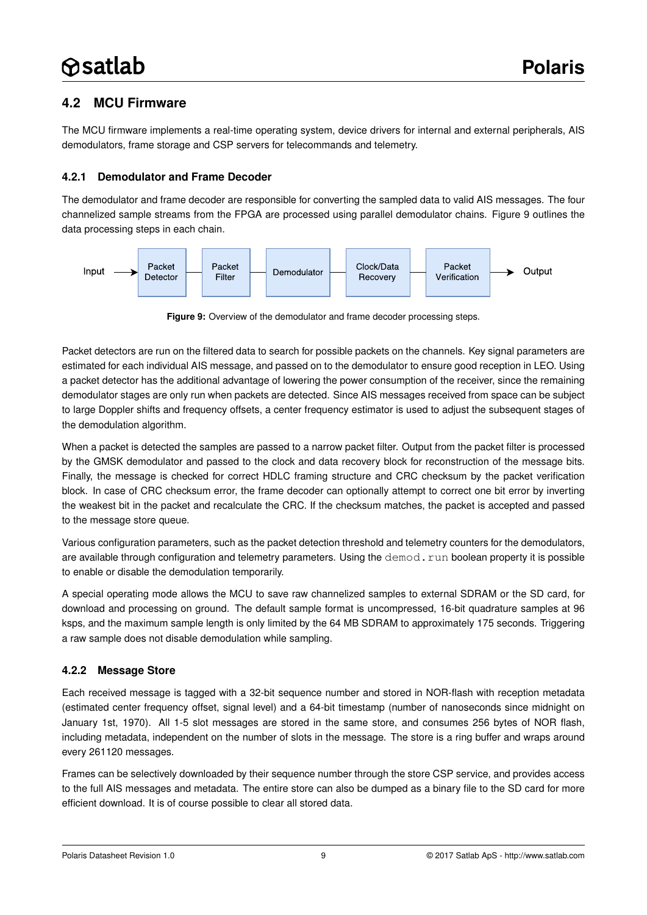## 4.2 MCU Firmware

The MCU firmware implements a real-time operating system, device drivers for internal and external peripherals, AIS demodulators, frame storage and CSP servers for telecommands and telemetry.

### 4.2.1 Demodulator and Frame Decoder

The demodulator and frame decoder are responsible for converting the sampled data to valid AIS messages. The four channelized sample streams from the FPGA are processed using parallel demodulator chains. Figure 9 outlines the data processing steps in each chain.

Input → Packet Detector → Packet Filter → Demodulator → Clock/Data Recovery → Packet Verification → Output

**Figure 9:** Overview of the demodulator and frame decoder processing steps.

Packet detectors are run on the filtered data to search for possible packets on the channels. Key signal parameters are estimated for each individual AIS message, and passed on to the demodulator to ensure good reception in LEO. Using a packet detector has the additional advantage of lowering the power consumption of the receiver, since the remaining demodulator stages are only run when packets are detected. Since AIS messages received from space can be subject to large Doppler shifts and frequency offsets, a center frequency estimator is used to adjust the subsequent stages of the demodulation algorithm.

When a packet is detected the samples are passed to a narrow packet filter. Output from the packet filter is processed by the GMSK demodulator and passed to the clock and data recovery block for reconstruction of the message bits. Finally, the message is checked for correct HDLC framing structure and CRC checksum by the packet verification block. In case of CRC checksum error, the frame decoder can optionally attempt to correct one bit error by inverting the weakest bit in the packet and recalculate the CRC. If the checksum matches, the packet is accepted and passed to the message store queue.

Various configuration parameters, such as the packet detection threshold and telemetry counters for the demodulators, are available through configuration and telemetry parameters. Using the `demod.run` boolean property it is possible to enable or disable the demodulation temporarily.

A special operating mode allows the MCU to save raw channelized samples to external SDRAM or the SD card, for download and processing on ground. The default sample format is uncompressed, 16-bit quadrature samples at 96 ksps, and the maximum sample length is only limited by the 64 MB SDRAM to approximately 175 seconds. Triggering a raw sample does not disable demodulation while sampling.

### 4.2.2 Message Store

Each received message is tagged with a 32-bit sequence number and stored in NOR-flash with reception metadata (estimated center frequency offset, signal level) and a 64-bit timestamp (number of nanoseconds since midnight on January 1st, 1970). All 1-5 slot messages are stored in the same store, and consumes 256 bytes of NOR flash, including metadata, independent on the number of slots in the message. The store is a ring buffer and wraps around every 261120 messages.

Frames can be selectively downloaded by their sequence number through the store CSP service, and provides access to the full AIS messages and metadata. The entire store can also be dumped as a binary file to the SD card for more efficient download. It is of course possible to clear all stored data.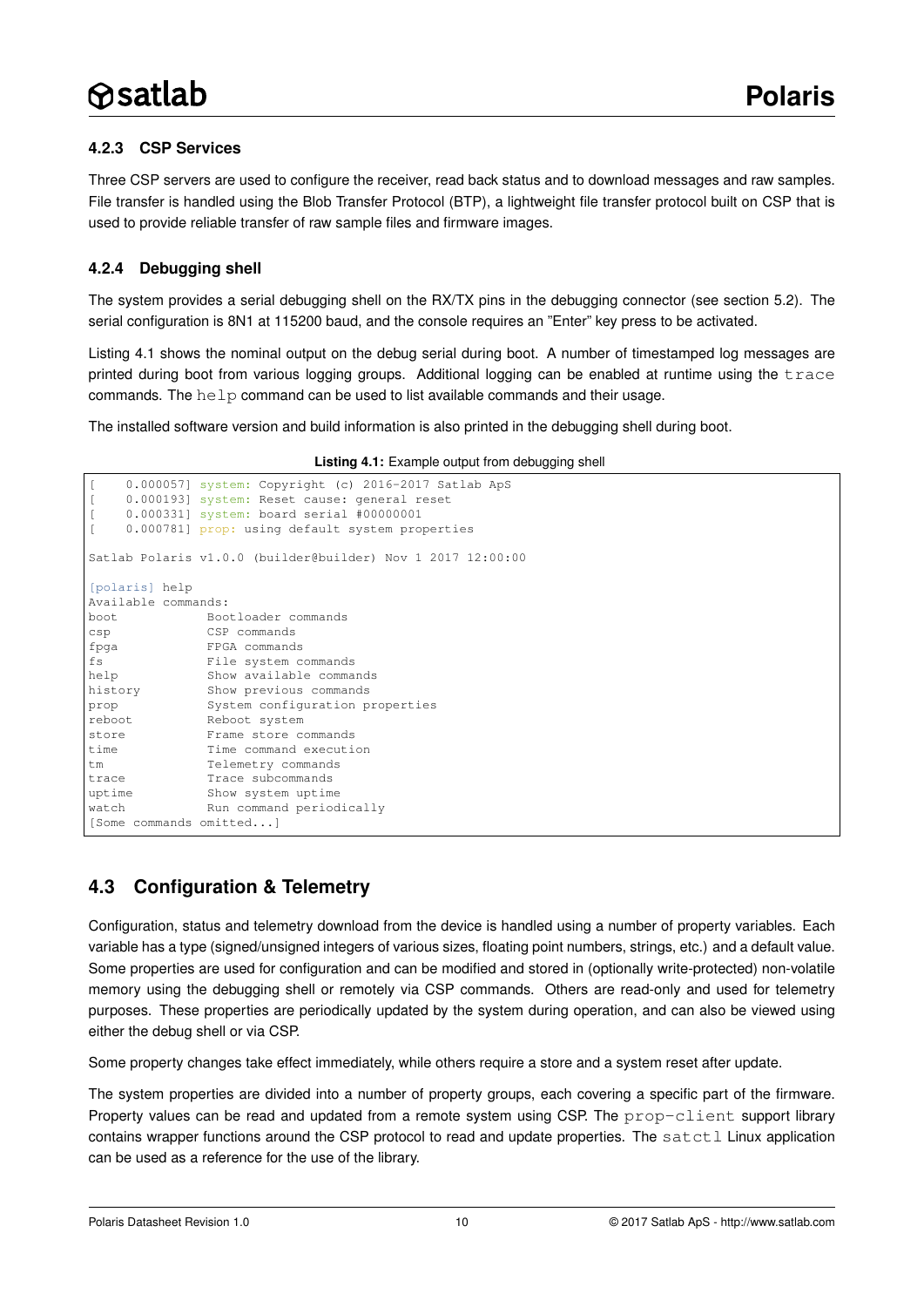### 4.2.3 CSP Services

Three CSP servers are used to configure the receiver, read back status and to download messages and raw samples. File transfer is handled using the Blob Transfer Protocol (BTP), a lightweight file transfer protocol built on CSP that is used to provide reliable transfer of raw sample files and firmware images.

### 4.2.4 Debugging shell

The system provides a serial debugging shell on the RX/TX pins in the debugging connector (see section 5.2). The serial configuration is 8N1 at 115200 baud, and the console requires an "Enter" key press to be activated.

Listing 4.1 shows the nominal output on the debug serial during boot. A number of timestamped log messages are printed during boot from various logging groups. Additional logging can be enabled at runtime using the `trace` commands. The `help` command can be used to list available commands and their usage.

The installed software version and build information is also printed in the debugging shell during boot.

**Listing 4.1:** Example output from debugging shell

```
[     0.000057] system: Copyright (c) 2016-2017 Satlab ApS
[     0.000193] system: Reset cause: general reset
[     0.000331] system: board serial #00000001
[     0.000781] prop: using default system properties

Satlab Polaris v1.0.0 (builder@builder) Nov 1 2017 12:00:00

[polaris] help
Available commands:
boot            Bootloader commands
csp             CSP commands
fpga            FPGA commands
fs              File system commands
help            Show available commands
history         Show previous commands
prop            System configuration properties
reboot          Reboot system
store           Frame store commands
time            Time command execution
tm              Telemetry commands
trace           Trace subcommands
uptime          Show system uptime
watch           Run command periodically
[Some commands omitted...]
```

## 4.3 Configuration & Telemetry

Configuration, status and telemetry download from the device is handled using a number of property variables. Each variable has a type (signed/unsigned integers of various sizes, floating point numbers, strings, etc.) and a default value. Some properties are used for configuration and can be modified and stored in (optionally write-protected) non-volatile memory using the debugging shell or remotely via CSP commands. Others are read-only and used for telemetry purposes. These properties are periodically updated by the system during operation, and can also be viewed using either the debug shell or via CSP.

Some property changes take effect immediately, while others require a store and a system reset after update.

The system properties are divided into a number of property groups, each covering a specific part of the firmware. Property values can be read and updated from a remote system using CSP. The `prop-client` support library contains wrapper functions around the CSP protocol to read and update properties. The `satctl` Linux application can be used as a reference for the use of the library.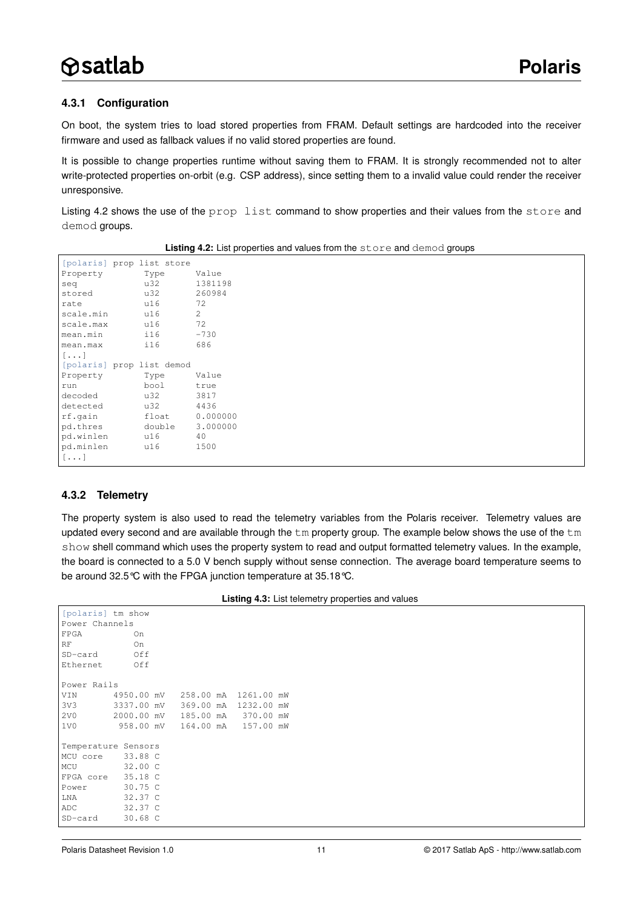### 4.3.1 Configuration

On boot, the system tries to load stored properties from FRAM. Default settings are hardcoded into the receiver firmware and used as fallback values if no valid stored properties are found.

It is possible to change properties runtime without saving them to FRAM. It is strongly recommended not to alter write-protected properties on-orbit (e.g. CSP address), since setting them to a invalid value could render the receiver unresponsive.

Listing 4.2 shows the use of the `prop list` command to show properties and their values from the `store` and `demod` groups.

**Listing 4.2:** List properties and values from the `store` and `demod` groups

```
[polaris] prop list store
Property        Type      Value
seq             u32       1381198
stored          u32       260984
rate            u16       72
scale.min       u16       2
scale.max       u16       72
mean.min        i16       -730
mean.max        i16       686
[...]
[polaris] prop list demod
Property        Type      Value
run             bool      true
decoded         u32       3817
detected        u32       4436
rf.gain         float     0.000000
pd.thres        double    3.000000
pd.winlen       u16       40
pd.minlen       u16       1500
[...]
```

### 4.3.2 Telemetry

The property system is also used to read the telemetry variables from the Polaris receiver. Telemetry values are updated every second and are available through the `tm` property group. The example below shows the use of the `tm show` shell command which uses the property system to read and output formatted telemetry values. In the example, the board is connected to a 5.0 V bench supply without sense connection. The average board temperature seems to be around 32.5℃ with the FPGA junction temperature at 35.18℃.

**Listing 4.3:** List telemetry properties and values

```
[polaris] tm show
Power Channels
FPGA          On
RF            On
SD-card       Off
Ethernet      Off

Power Rails
VIN       4950.00 mV   258.00 mA  1261.00 mW
3V3       3337.00 mV   369.00 mA  1232.00 mW
2V0       2000.00 mV   185.00 mA   370.00 mW
1V0        958.00 mV   164.00 mA   157.00 mW

Temperature Sensors
MCU core    33.88 C
MCU         32.00 C
FPGA core   35.18 C
Power       30.75 C
LNA         32.37 C
ADC         32.37 C
SD-card     30.68 C
```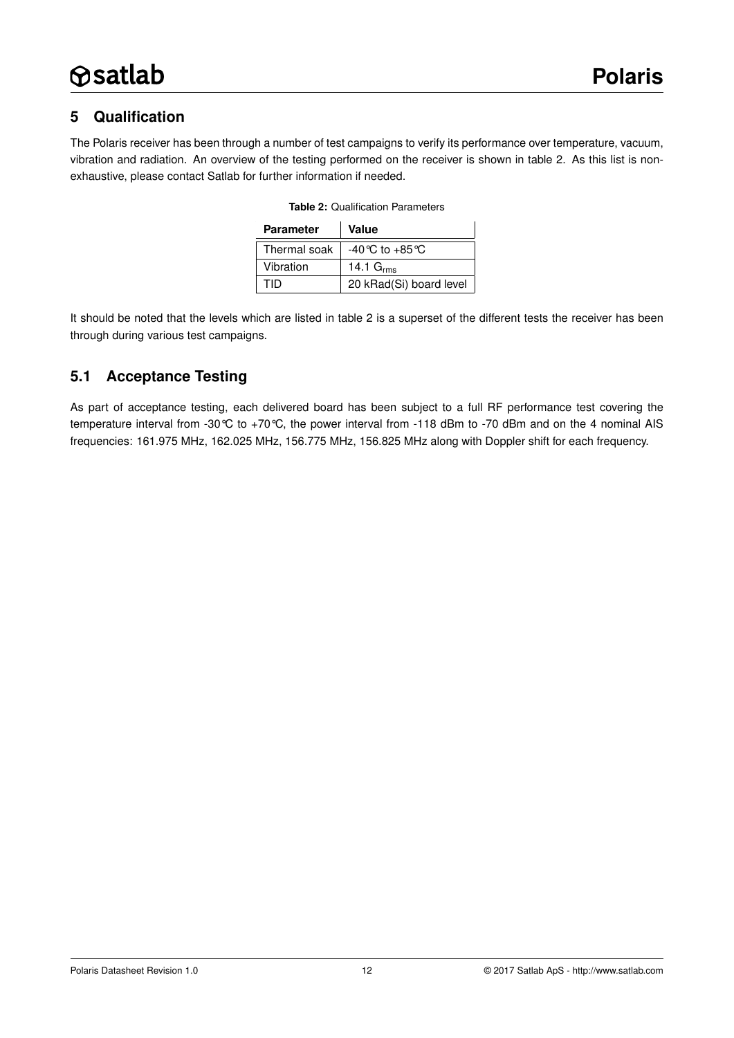## 5 Qualification

The Polaris receiver has been through a number of test campaigns to verify its performance over temperature, vacuum, vibration and radiation. An overview of the testing performed on the receiver is shown in table 2. As this list is non-exhaustive, please contact Satlab for further information if needed.

**Table 2:** Qualification Parameters

| Parameter | Value |
|---|---|
| Thermal soak | -40℃ to +85℃ |
| Vibration | 14.1 $G_{rms}$ |
| TID | 20 kRad(Si) board level |

It should be noted that the levels which are listed in table 2 is a superset of the different tests the receiver has been through during various test campaigns.

### 5.1 Acceptance Testing

As part of acceptance testing, each delivered board has been subject to a full RF performance test covering the temperature interval from -30℃ to +70℃, the power interval from -118 dBm to -70 dBm and on the 4 nominal AIS frequencies: 161.975 MHz, 162.025 MHz, 156.775 MHz, 156.825 MHz along with Doppler shift for each frequency.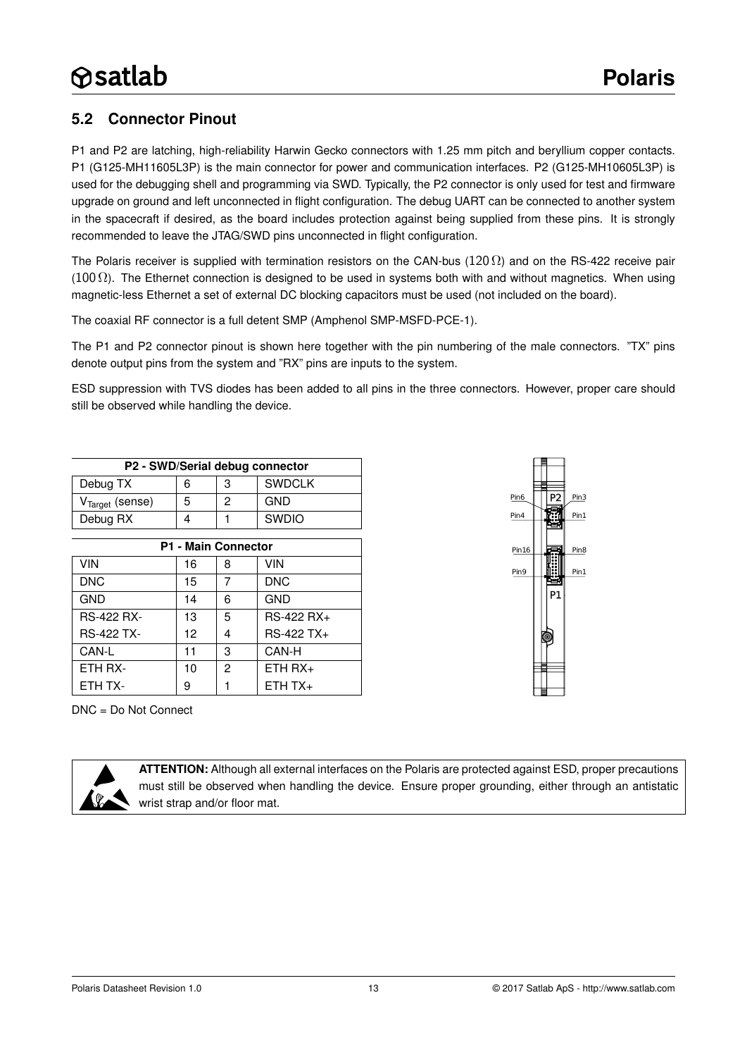## 5.2 Connector Pinout

P1 and P2 are latching, high-reliability Harwin Gecko connectors with 1.25 mm pitch and beryllium copper contacts. P1 (G125-MH11605L3P) is the main connector for power and communication interfaces. P2 (G125-MH10605L3P) is used for the debugging shell and programming via SWD. Typically, the P2 connector is only used for test and firmware upgrade on ground and left unconnected in flight configuration. The debug UART can be connected to another system in the spacecraft if desired, as the board includes protection against being supplied from these pins. It is strongly recommended to leave the JTAG/SWD pins unconnected in flight configuration.

The Polaris receiver is supplied with termination resistors on the CAN-bus ($120\,\Omega$) and on the RS-422 receive pair ($100\,\Omega$). The Ethernet connection is designed to be used in systems both with and without magnetics. When using magnetic-less Ethernet a set of external DC blocking capacitors must be used (not included on the board).

The coaxial RF connector is a full detent SMP (Amphenol SMP-MSFD-PCE-1).

The P1 and P2 connector pinout is shown here together with the pin numbering of the male connectors. "TX" pins denote output pins from the system and "RX" pins are inputs to the system.

ESD suppression with TVS diodes has been added to all pins in the three connectors. However, proper care should still be observed while handling the device.

| P2 - SWD/Serial debug connector | | | |
|---|---|---|---|
| Debug TX | 6 | 3 | SWDCLK |
| $V_{Target}$ (sense) | 5 | 2 | GND |
| Debug RX | 4 | 1 | SWDIO |

| P1 - Main Connector | | | |
|---|---|---|---|
| VIN | 16 | 8 | VIN |
| DNC | 15 | 7 | DNC |
| GND | 14 | 6 | GND |
| RS-422 RX- | 13 | 5 | RS-422 RX+ |
| RS-422 TX- | 12 | 4 | RS-422 TX+ |
| CAN-L | 11 | 3 | CAN-H |
| ETH RX- | 10 | 2 | ETH RX+ |
| ETH TX- | 9 | 1 | ETH TX+ |

DNC = Do Not Connect

Pin6 P2 Pin3
Pin4 Pin1
Pin16 Pin8
Pin9 Pin1
P1

**ATTENTION:** Although all external interfaces on the Polaris are protected against ESD, proper precautions must still be observed when handling the device. Ensure proper grounding, either through an antistatic wrist strap and/or floor mat.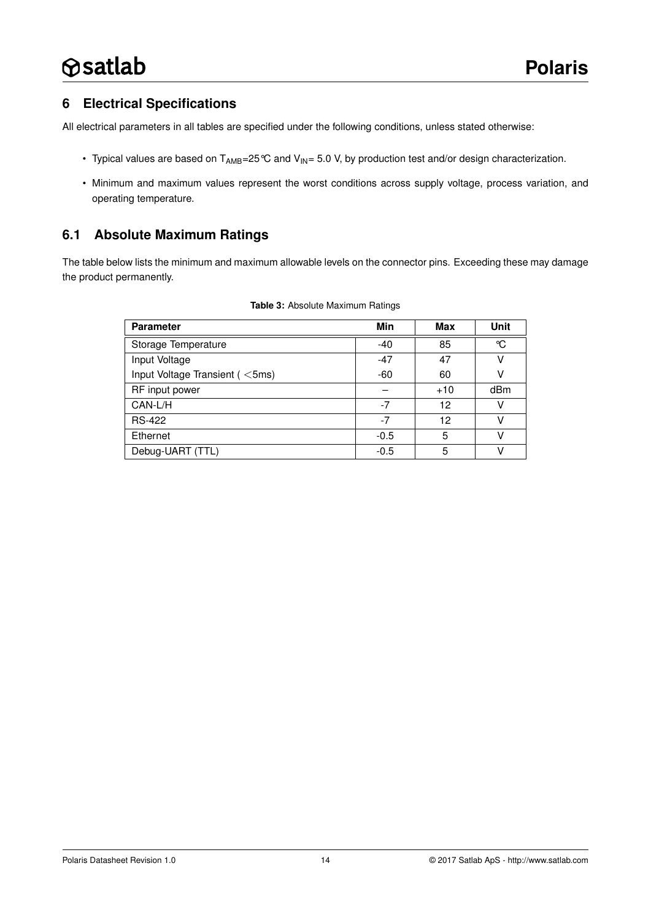## 6 Electrical Specifications

All electrical parameters in all tables are specified under the following conditions, unless stated otherwise:

- Typical values are based on $T_{AMB}$=25℃ and $V_{IN}$= 5.0 V, by production test and/or design characterization.
- Minimum and maximum values represent the worst conditions across supply voltage, process variation, and operating temperature.

### 6.1 Absolute Maximum Ratings

The table below lists the minimum and maximum allowable levels on the connector pins. Exceeding these may damage the product permanently.

**Table 3:** Absolute Maximum Ratings

| Parameter | Min | Max | Unit |
|---|---|---|---|
| Storage Temperature | -40 | 85 | ℃ |
| Input Voltage | -47 | 47 | V |
| Input Voltage Transient ( <5ms) | -60 | 60 | V |
| RF input power | – | +10 | dBm |
| CAN-L/H | -7 | 12 | V |
| RS-422 | -7 | 12 | V |
| Ethernet | -0.5 | 5 | V |
| Debug-UART (TTL) | -0.5 | 5 | V |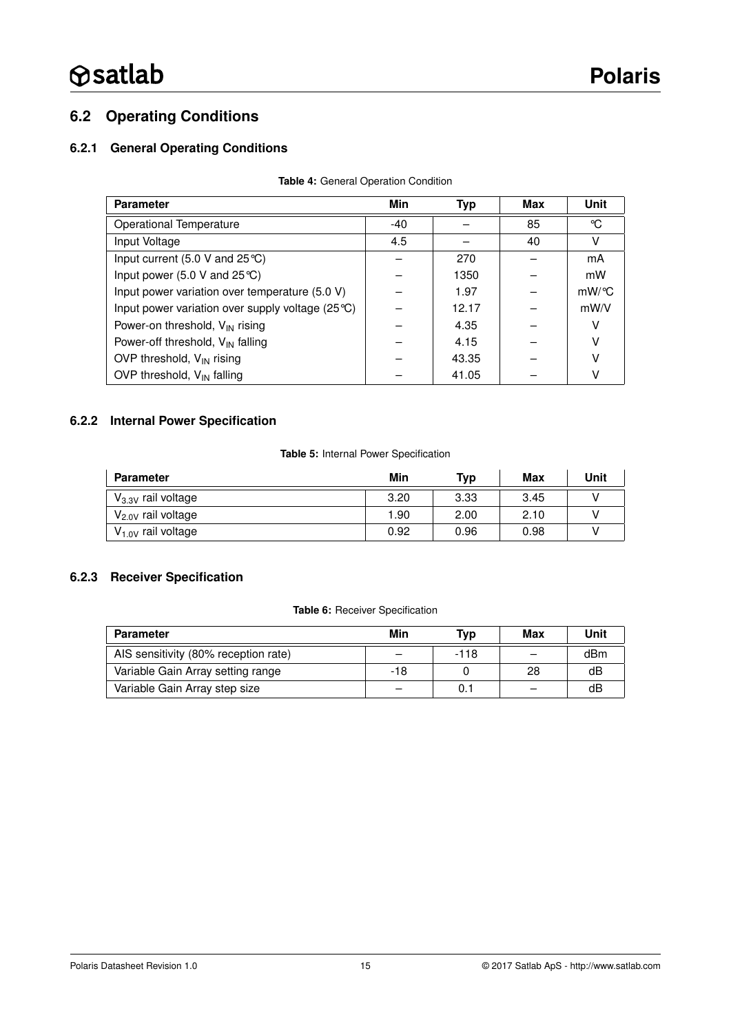## 6.2 Operating Conditions

### 6.2.1 General Operating Conditions

**Table 4:** General Operation Condition

| Parameter | Min | Typ | Max | Unit |
|---|---|---|---|---|
| Operational Temperature | -40 | – | 85 | ℃ |
| Input Voltage | 4.5 | – | 40 | V |
| Input current (5.0 V and 25℃) | – | 270 | – | mA |
| Input power (5.0 V and 25℃) | – | 1350 | – | mW |
| Input power variation over temperature (5.0 V) | – | 1.97 | – | mW/℃ |
| Input power variation over supply voltage (25℃) | – | 12.17 | – | mW/V |
| Power-on threshold, $V_{IN}$ rising | – | 4.35 | – | V |
| Power-off threshold, $V_{IN}$ falling | – | 4.15 | – | V |
| OVP threshold, $V_{IN}$ rising | – | 43.35 | – | V |
| OVP threshold, $V_{IN}$ falling | – | 41.05 | – | V |

### 6.2.2 Internal Power Specification

**Table 5:** Internal Power Specification

| Parameter | Min | Typ | Max | Unit |
|---|---|---|---|---|
| $V_{3.3V}$ rail voltage | 3.20 | 3.33 | 3.45 | V |
| $V_{2.0V}$ rail voltage | 1.90 | 2.00 | 2.10 | V |
| $V_{1.0V}$ rail voltage | 0.92 | 0.96 | 0.98 | V |

### 6.2.3 Receiver Specification

**Table 6:** Receiver Specification

| Parameter | Min | Typ | Max | Unit |
|---|---|---|---|---|
| AIS sensitivity (80% reception rate) | – | -118 | – | dBm |
| Variable Gain Array setting range | -18 | 0 | 28 | dB |
| Variable Gain Array step size | – | 0.1 | – | dB |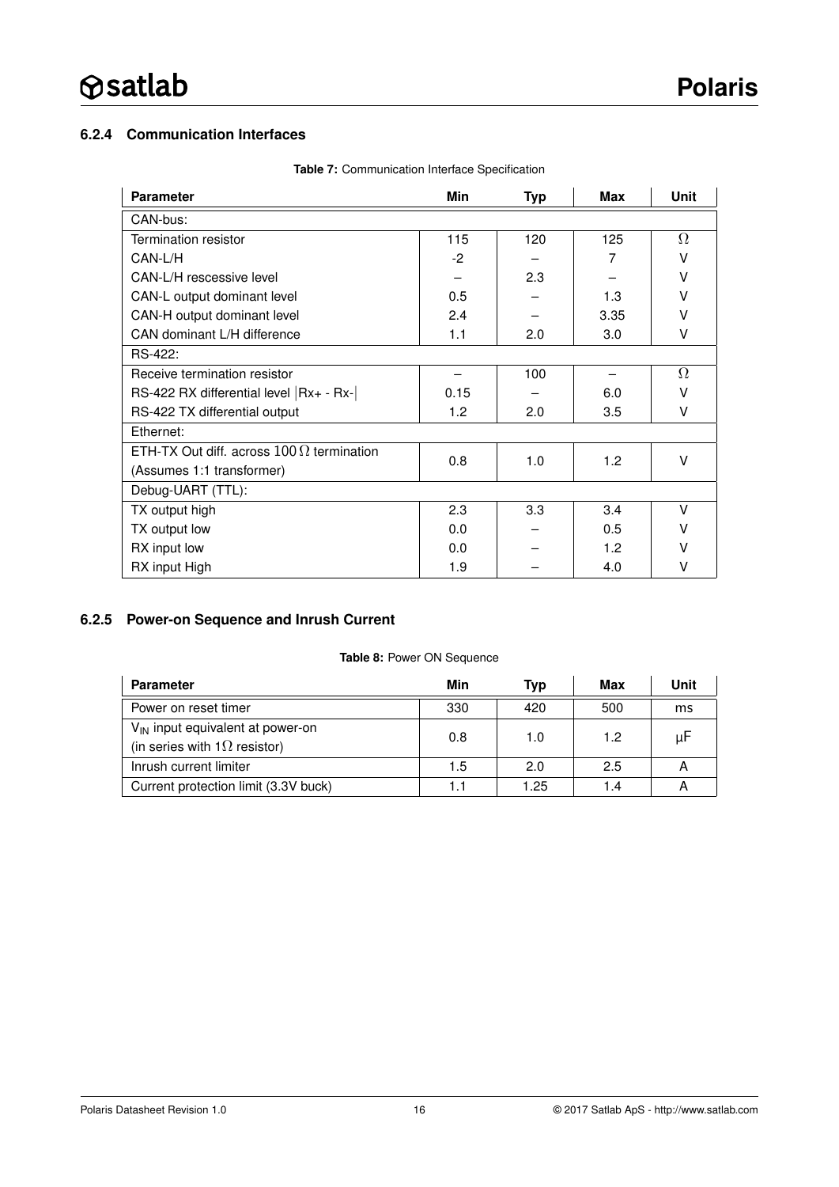### 6.2.4 Communication Interfaces

**Table 7:** Communication Interface Specification

| Parameter | Min | Typ | Max | Unit |
|---|---|---|---|---|
| CAN-bus: | | | | |
| Termination resistor | 115 | 120 | 125 | $\Omega$ |
| CAN-L/H | -2 | – | 7 | V |
| CAN-L/H rescessive level | – | 2.3 | – | V |
| CAN-L output dominant level | 0.5 | – | 1.3 | V |
| CAN-H output dominant level | 2.4 | – | 3.35 | V |
| CAN dominant L/H difference | 1.1 | 2.0 | 3.0 | V |
| RS-422: | | | | |
| Receive termination resistor | – | 100 | – | $\Omega$ |
| RS-422 RX differential level $\lvert$Rx+ - Rx-$\rvert$ | 0.15 | – | 6.0 | V |
| RS-422 TX differential output | 1.2 | 2.0 | 3.5 | V |
| Ethernet: | | | | |
| ETH-TX Out diff. across $100\,\Omega$ termination (Assumes 1:1 transformer) | 0.8 | 1.0 | 1.2 | V |
| Debug-UART (TTL): | | | | |
| TX output high | 2.3 | 3.3 | 3.4 | V |
| TX output low | 0.0 | – | 0.5 | V |
| RX input low | 0.0 | – | 1.2 | V |
| RX input High | 1.9 | – | 4.0 | V |

### 6.2.5 Power-on Sequence and Inrush Current

**Table 8:** Power ON Sequence

| Parameter | Min | Typ | Max | Unit |
|---|---|---|---|---|
| Power on reset timer | 330 | 420 | 500 | ms |
| $V_{IN}$ input equivalent at power-on (in series with $1\Omega$ resistor) | 0.8 | 1.0 | 1.2 | µF |
| Inrush current limiter | 1.5 | 2.0 | 2.5 | A |
| Current protection limit (3.3V buck) | 1.1 | 1.25 | 1.4 | A |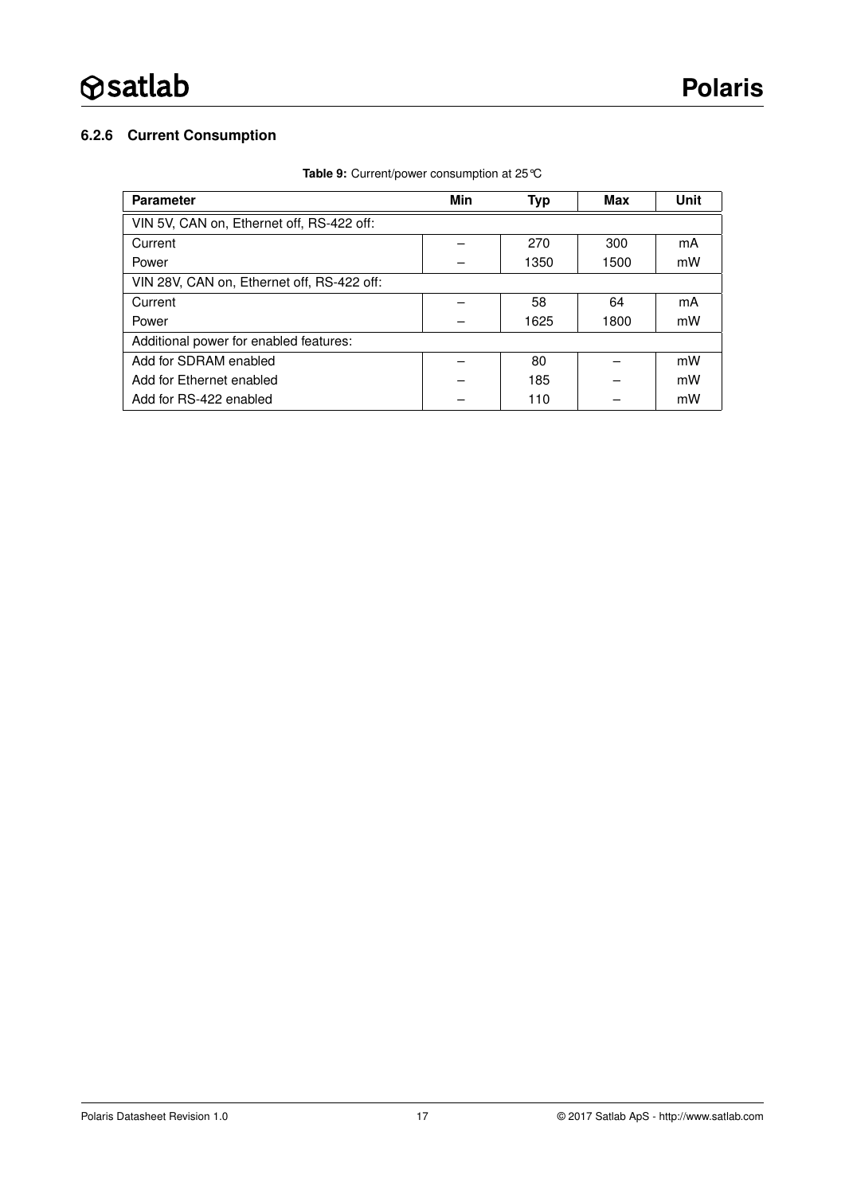### 6.2.6 Current Consumption

**Table 9:** Current/power consumption at 25 °C

| Parameter | Min | Typ | Max | Unit |
|---|---|---|---|---|
| VIN 5V, CAN on, Ethernet off, RS-422 off: | | | | |
| Current | – | 270 | 300 | mA |
| Power | – | 1350 | 1500 | mW |
| VIN 28V, CAN on, Ethernet off, RS-422 off: | | | | |
| Current | – | 58 | 64 | mA |
| Power | – | 1625 | 1800 | mW |
| Additional power for enabled features: | | | | |
| Add for SDRAM enabled | – | 80 | – | mW |
| Add for Ethernet enabled | – | 185 | – | mW |
| Add for RS-422 enabled | – | 110 | – | mW |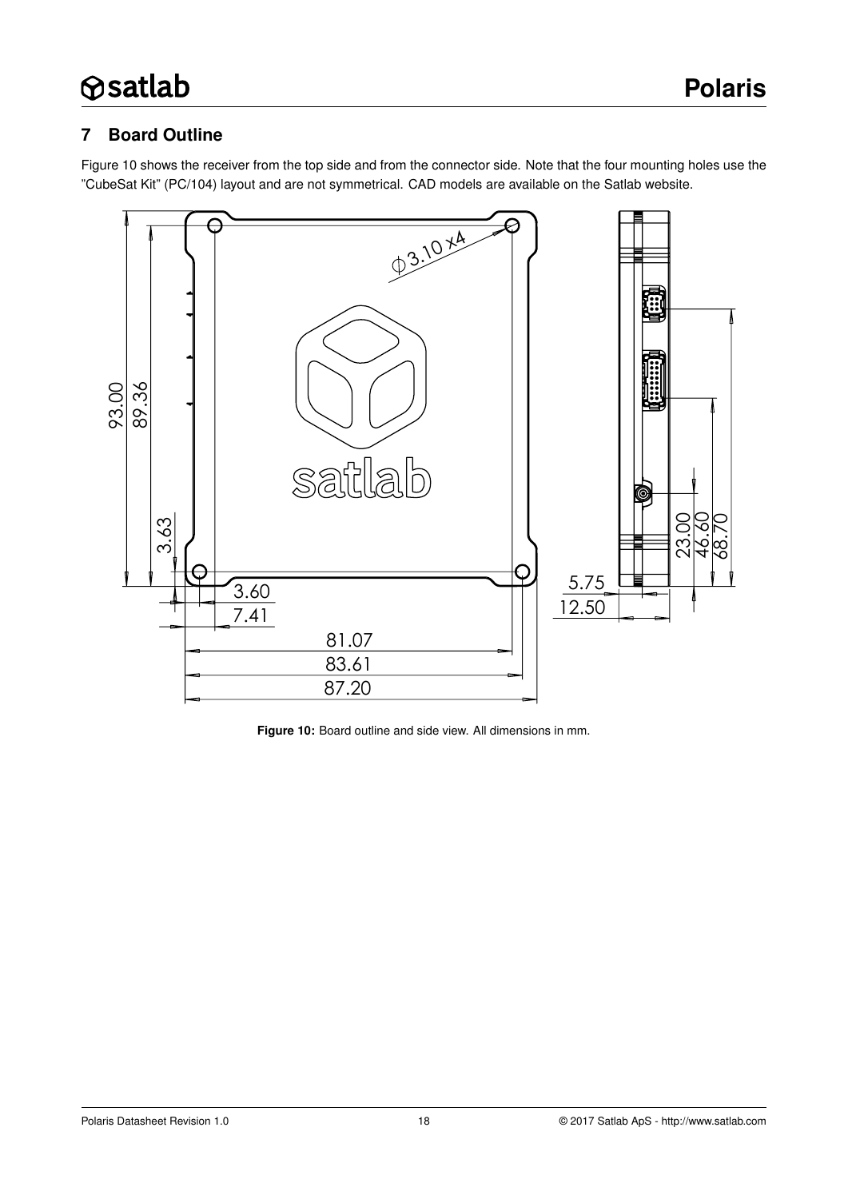## 7 Board Outline

Figure 10 shows the receiver from the top side and from the connector side. Note that the four mounting holes use the "CubeSat Kit" (PC/104) layout and are not symmetrical. CAD models are available on the Satlab website.

**Figure 10:** Board outline and side view. All dimensions in mm.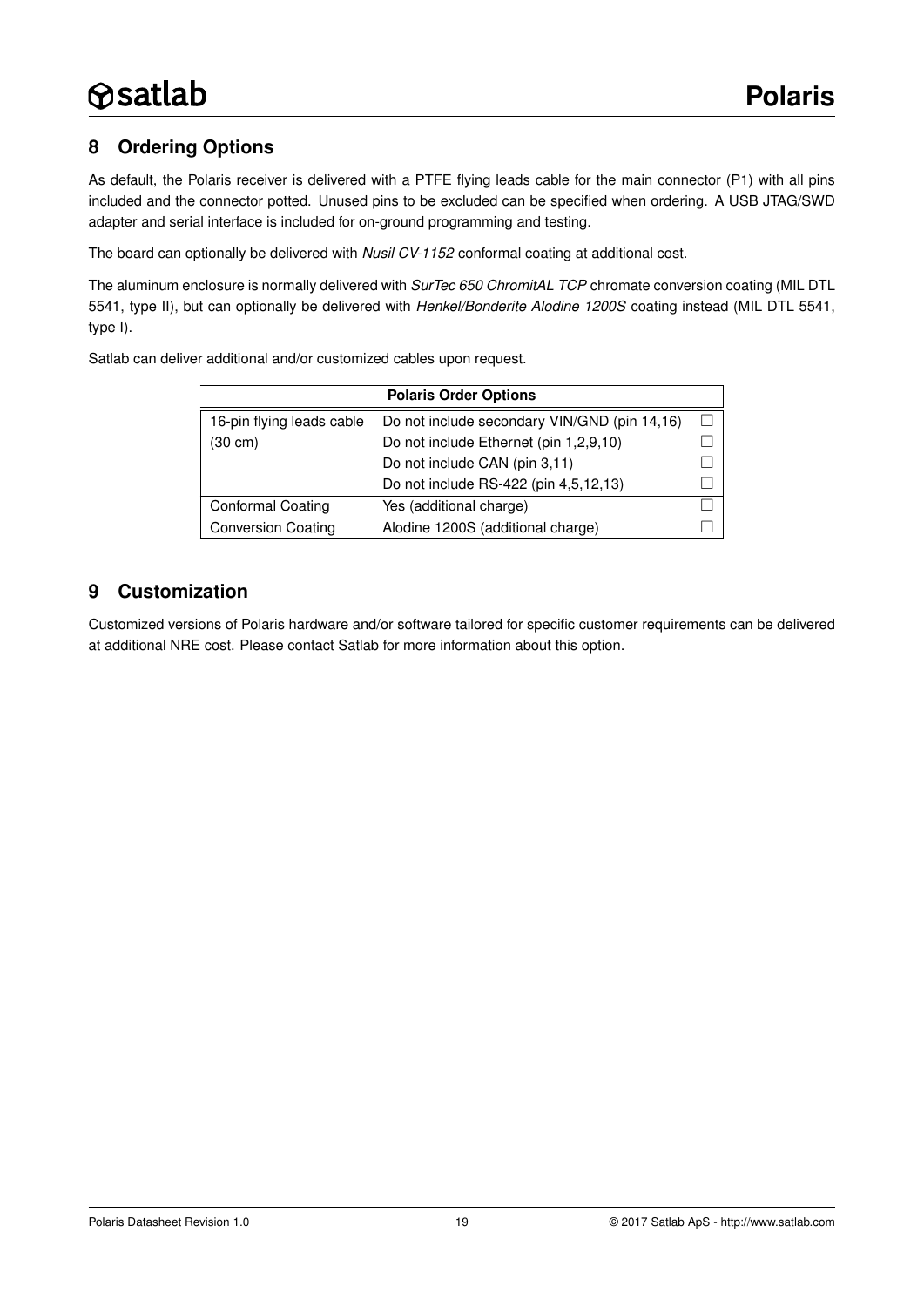## 8 Ordering Options

As default, the Polaris receiver is delivered with a PTFE flying leads cable for the main connector (P1) with all pins included and the connector potted. Unused pins to be excluded can be specified when ordering. A USB JTAG/SWD adapter and serial interface is included for on-ground programming and testing.

The board can optionally be delivered with *Nusil CV-1152* conformal coating at additional cost.

The aluminum enclosure is normally delivered with *SurTec 650 ChromitAL TCP* chromate conversion coating (MIL DTL 5541, type II), but can optionally be delivered with *Henkel/Bonderite Alodine 1200S* coating instead (MIL DTL 5541, type I).

Satlab can deliver additional and/or customized cables upon request.

| **Polaris Order Options** | | |
|---|---|---|
| 16-pin flying leads cable (30 cm) | Do not include secondary VIN/GND (pin 14,16) | ☐ |
| | Do not include Ethernet (pin 1,2,9,10) | ☐ |
| | Do not include CAN (pin 3,11) | ☐ |
| | Do not include RS-422 (pin 4,5,12,13) | ☐ |
| Conformal Coating | Yes (additional charge) | ☐ |
| Conversion Coating | Alodine 1200S (additional charge) | ☐ |

## 9 Customization

Customized versions of Polaris hardware and/or software tailored for specific customer requirements can be delivered at additional NRE cost. Please contact Satlab for more information about this option.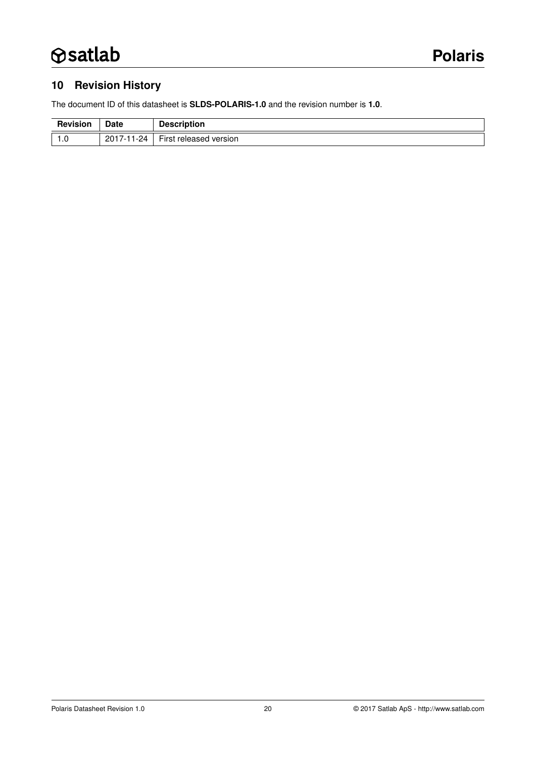## 10 Revision History

The document ID of this datasheet is **SLDS-POLARIS-1.0** and the revision number is **1.0**.

| Revision | Date | Description |
|---|---|---|
| 1.0 | 2017-11-24 | First released version |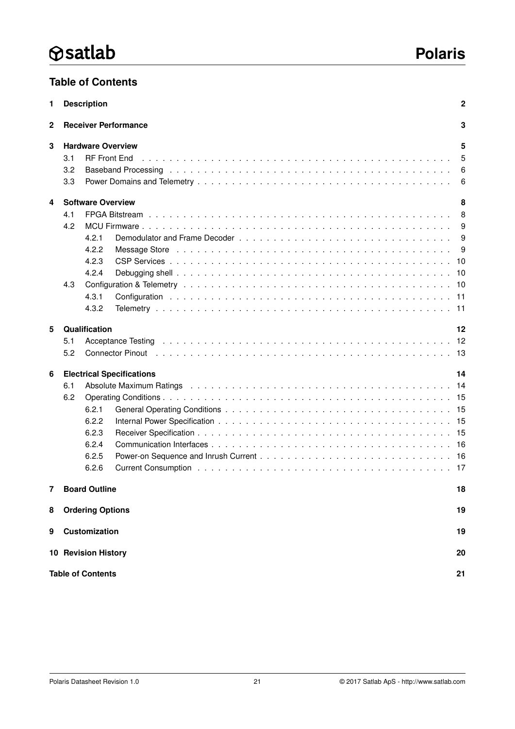## Table of Contents

1 **Description** 2

2 **Receiver Performance** 3

3 **Hardware Overview** 5
- 3.1 RF Front End 5
- 3.2 Baseband Processing 6
- 3.3 Power Domains and Telemetry 6

4 **Software Overview** 8
- 4.1 FPGA Bitstream 8
- 4.2 MCU Firmware 9
  - 4.2.1 Demodulator and Frame Decoder 9
  - 4.2.2 Message Store 9
  - 4.2.3 CSP Services 10
  - 4.2.4 Debugging shell 10
- 4.3 Configuration & Telemetry 10
  - 4.3.1 Configuration 11
  - 4.3.2 Telemetry 11

5 **Qualification** 12
- 5.1 Acceptance Testing 12
- 5.2 Connector Pinout 13

6 **Electrical Specifications** 14
- 6.1 Absolute Maximum Ratings 14
- 6.2 Operating Conditions 15
  - 6.2.1 General Operating Conditions 15
  - 6.2.2 Internal Power Specification 15
  - 6.2.3 Receiver Specification 15
  - 6.2.4 Communication Interfaces 16
  - 6.2.5 Power-on Sequence and Inrush Current 16
  - 6.2.6 Current Consumption 17

7 **Board Outline** 18

8 **Ordering Options** 19

9 **Customization** 19

10 **Revision History** 20

**Table of Contents** 21